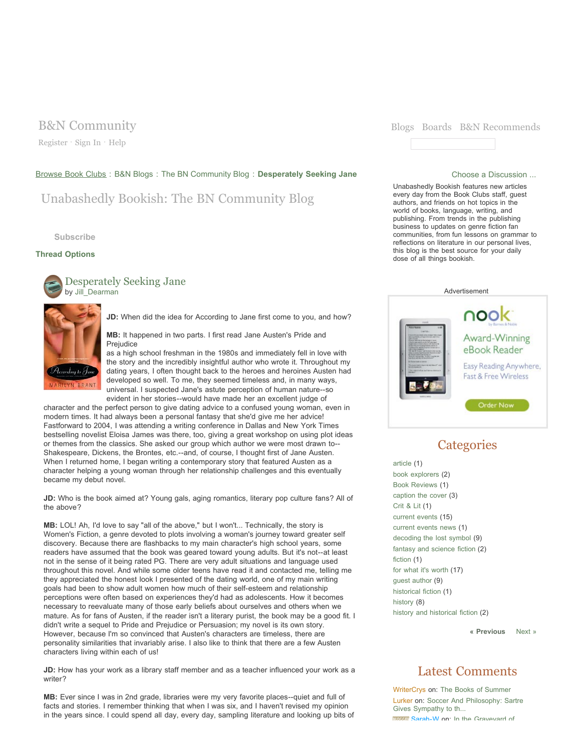# B&N Community

Register · Sign In · Help

Blogs Boards B&N Recommends

Browse Book Clubs : B&N Blogs : The BN Community Blog : **Desperately Seeking Jane**

## Unabashedly Bookish: The BN Community Blog

**Subscribe**

**Thread Options**

## Desperately Seeking Jane

by Jill_Dearman

**JD:** When did the idea for According to Jane first come to you, and how?

**MB:** It happened in two parts. I first read Jane Austen's Pride and Prejudice as a high school freshman in the 1980s and immediately fell in love with the story and the incredibly insightful author who wrote it. Throughout my dating years, I often thought back to the heroes and heroines Austen had developed so well. To me, they seemed timeless and, in many ways, universal. I suspected Jane's astute perception of human nature--so evident in her stories--would have made her an excellent judge of character and the perfect person to give dating advice to a confused young woman, even in modern times. It had always been a personal fantasy that she'd give me her advice! Fastforward to 2004, I was attending a writing conference in Dallas and New York Times bestselling novelist Eloisa James was there, too, giving a great workshop on using plot ideas or themes from the classics. She asked our group which author we were most drawn to--Shakespeare, Dickens, the Brontes, etc.--and, of course, I thought first of Jane Austen. When I returned home, I began writing a contemporary story that featured Austen as a character helping a young woman through her relationship challenges and this eventually became my debut novel.

**JD:** Who is the book aimed at? Young gals, aging romantics, literary pop culture fans? All of the above?

**MB:** LOL! Ah, I'd love to say "all of the above," but I won't... Technically, the story is Women's Fiction, a genre devoted to plots involving a woman's journey toward greater self discovery. Because there are flashbacks to my main character's high school years, some readers have assumed that the book was geared toward young adults. But it's not--at least not in the sense of it being rated PG. There are very adult situations and language used throughout this novel. And while some older teens have read it and contacted me, telling me they appreciated the honest look I presented of the dating world, one of my main writing goals had been to show adult women how much of their self-esteem and relationship perceptions were often based on experiences they'd had as adolescents. How it becomes necessary to reevaluate many of those early beliefs about ourselves and others when we mature. As for fans of Austen, if the reader isn't a literary purist, the book may be a good fit. I didn't write a sequel to Pride and Prejudice or Persuasion; my novel is its own story. However, because I'm so convinced that Austen's characters are timeless, there are personality similarities that invariably arise. I also like to think that there are a few Austen characters living within each of us!

**JD:** How has your work as a library staff member and as a teacher influenced your work as a writer?

**MB:** Ever since I was in 2nd grade, libraries were my very favorite places--quiet and full of facts and stories. I remember thinking that when I was six, and I haven't revised my opinion in the years since. I could spend all day, every day, sampling literature and looking up bits of

Choose a Discussion ...

Unabashedly Bookish features new articles every day from the Book Clubs staff, guest authors, and friends on hot topics in the world of books, language, writing, and publishing. From trends in the publishing business to updates on genre fiction fan communities, from fun lessons on grammar to reflections on literature in our personal lives, this blog is the best source for your daily dose of all things bookish.

Advertisement

nook by Barnes & Noble — Award-Winning eBook Reader — Easy Reading Anywhere, Fast & Free Wireless — Order Now

## Categories

- article (1)
- book explorers (2)
- Book Reviews (1)
- caption the cover (3)
- Crit & Lit (1)
- current events (15)
- current events news (1)
- decoding the lost symbol (9)
- fantasy and science fiction (2)
- fiction (1)
- for what it's worth (17)
- guest author (9)
- historical fiction (1)
- history (8)
- history and historical fiction (2)

« Previous Next »

## Latest Comments

WriterCrys on: The Books of Summer

Lurker on: Soccer And Philosophy: Sartre Gives Sympathy to th...

Sarah-W on: In the Graveyard of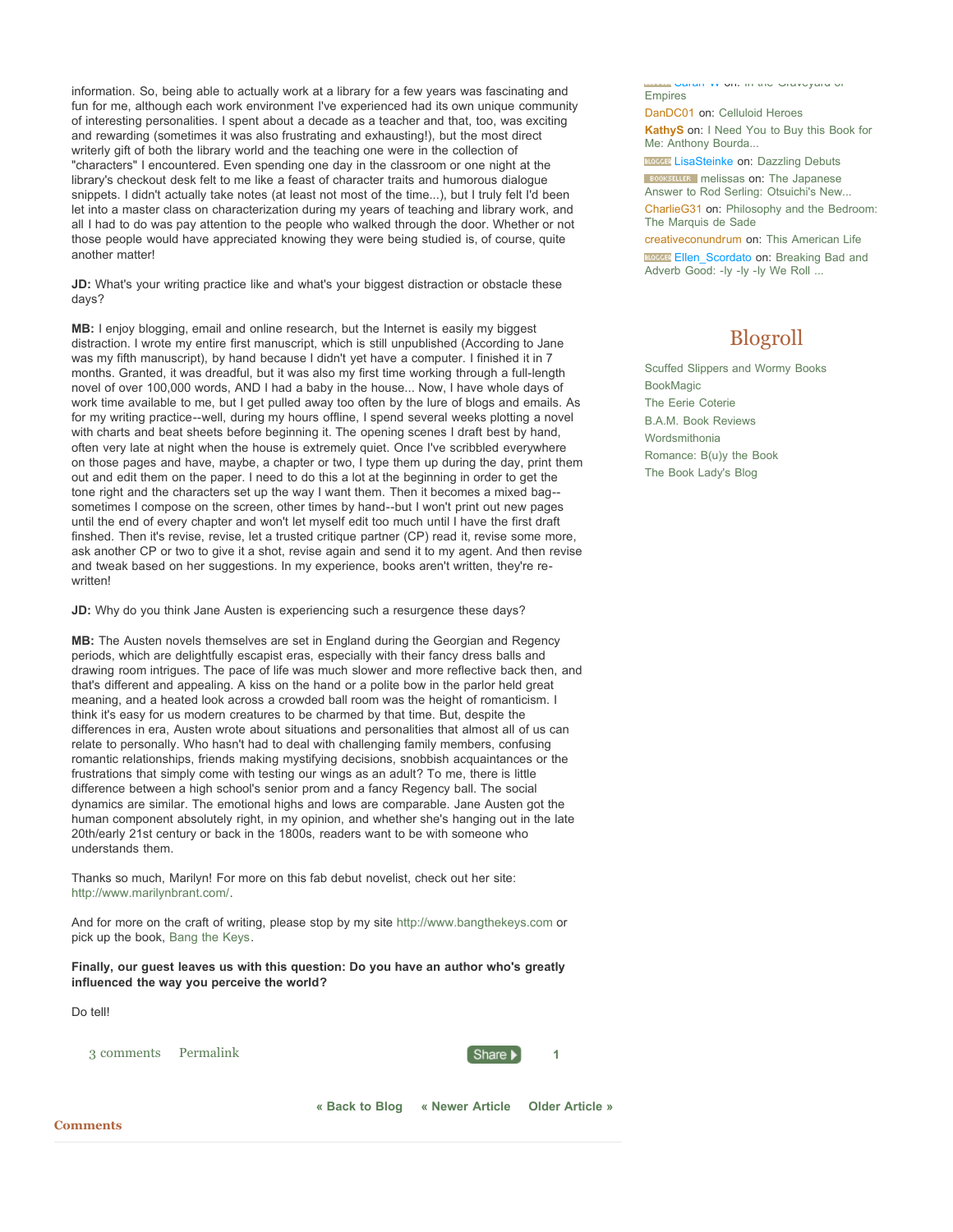information. So, being able to actually work at a library for a few years was fascinating and fun for me, although each work environment I've experienced had its own unique community of interesting personalities. I spent about a decade as a teacher and that, too, was exciting and rewarding (sometimes it was also frustrating and exhausting!), but the most direct writerly gift of both the library world and the teaching one were in the collection of "characters" I encountered. Even spending one day in the classroom or one night at the library's checkout desk felt to me like a feast of character traits and humorous dialogue snippets. I didn't actually take notes (at least not most of the time...), but I truly felt I'd been let into a master class on characterization during my years of teaching and library work, and all I had to do was pay attention to the people who walked through the door. Whether or not those people would have appreciated knowing they were being studied is, of course, quite another matter!

**JD:** What's your writing practice like and what's your biggest distraction or obstacle these days?

**MB:** I enjoy blogging, email and online research, but the Internet is easily my biggest distraction. I wrote my entire first manuscript, which is still unpublished (According to Jane was my fifth manuscript), by hand because I didn't yet have a computer. I finished it in 7 months. Granted, it was dreadful, but it was also my first time working through a full-length novel of over 100,000 words, AND I had a baby in the house... Now, I have whole days of work time available to me, but I get pulled away too often by the lure of blogs and emails. As for my writing practice--well, during my hours offline, I spend several weeks plotting a novel with charts and beat sheets before beginning it. The opening scenes I draft best by hand, often very late at night when the house is extremely quiet. Once I've scribbled everywhere on those pages and have, maybe, a chapter or two, I type them up during the day, print them out and edit them on the paper. I need to do this a lot at the beginning in order to get the tone right and the characters set up the way I want them. Then it becomes a mixed bag--sometimes I compose on the screen, other times by hand--but I won't print out new pages until the end of every chapter and won't let myself edit too much until I have the first draft finshed. Then it's revise, revise, let a trusted critique partner (CP) read it, revise some more, ask another CP or two to give it a shot, revise again and send it to my agent. And then revise and tweak based on her suggestions. In my experience, books aren't written, they're re-written!

**JD:** Why do you think Jane Austen is experiencing such a resurgence these days?

**MB:** The Austen novels themselves are set in England during the Georgian and Regency periods, which are delightfully escapist eras, especially with their fancy dress balls and drawing room intrigues. The pace of life was much slower and more reflective back then, and that's different and appealing. A kiss on the hand or a polite bow in the parlor held great meaning, and a heated look across a crowded ball room was the height of romanticism. I think it's easy for us modern creatures to be charmed by that time. But, despite the differences in era, Austen wrote about situations and personalities that almost all of us can relate to personally. Who hasn't had to deal with challenging family members, confusing romantic relationships, friends making mystifying decisions, snobbish acquaintances or the frustrations that simply come with testing our wings as an adult? To me, there is little difference between a high school's senior prom and a fancy Regency ball. The social dynamics are similar. The emotional highs and lows are comparable. Jane Austen got the human component absolutely right, in my opinion, and whether she's hanging out in the late 20th/early 21st century or back in the 1800s, readers want to be with someone who understands them.

Thanks so much, Marilyn! For more on this fab debut novelist, check out her site: http://www.marilynbrant.com/.

And for more on the craft of writing, please stop by my site http://www.bangthekeys.com or pick up the book, Bang the Keys.

**Finally, our guest leaves us with this question: Do you have an author who's greatly influenced the way you perceive the world?**

Do tell!

3 comments Permalink Share 1

« Back to Blog « Newer Article Older Article »

## Comments

Sarah W on: In the Graveyard of Empires
DanDC01 on: Celluloid Heroes
KathyS on: I Need You to Buy this Book for Me: Anthony Bourda...
LisaSteinke on: Dazzling Debuts
melissas on: The Japanese Answer to Rod Serling: Otsuichi's New...
CharlieG31 on: Philosophy and the Bedroom: The Marquis de Sade
creativeconundrum on: This American Life
Ellen_Scordato on: Breaking Bad and Adverb Good: -ly -ly -ly We Roll ...

## Blogroll

- Scuffed Slippers and Wormy Books
- BookMagic
- The Eerie Coterie
- B.A.M. Book Reviews
- Wordsmithonia
- Romance: B(u)y the Book
- The Book Lady's Blog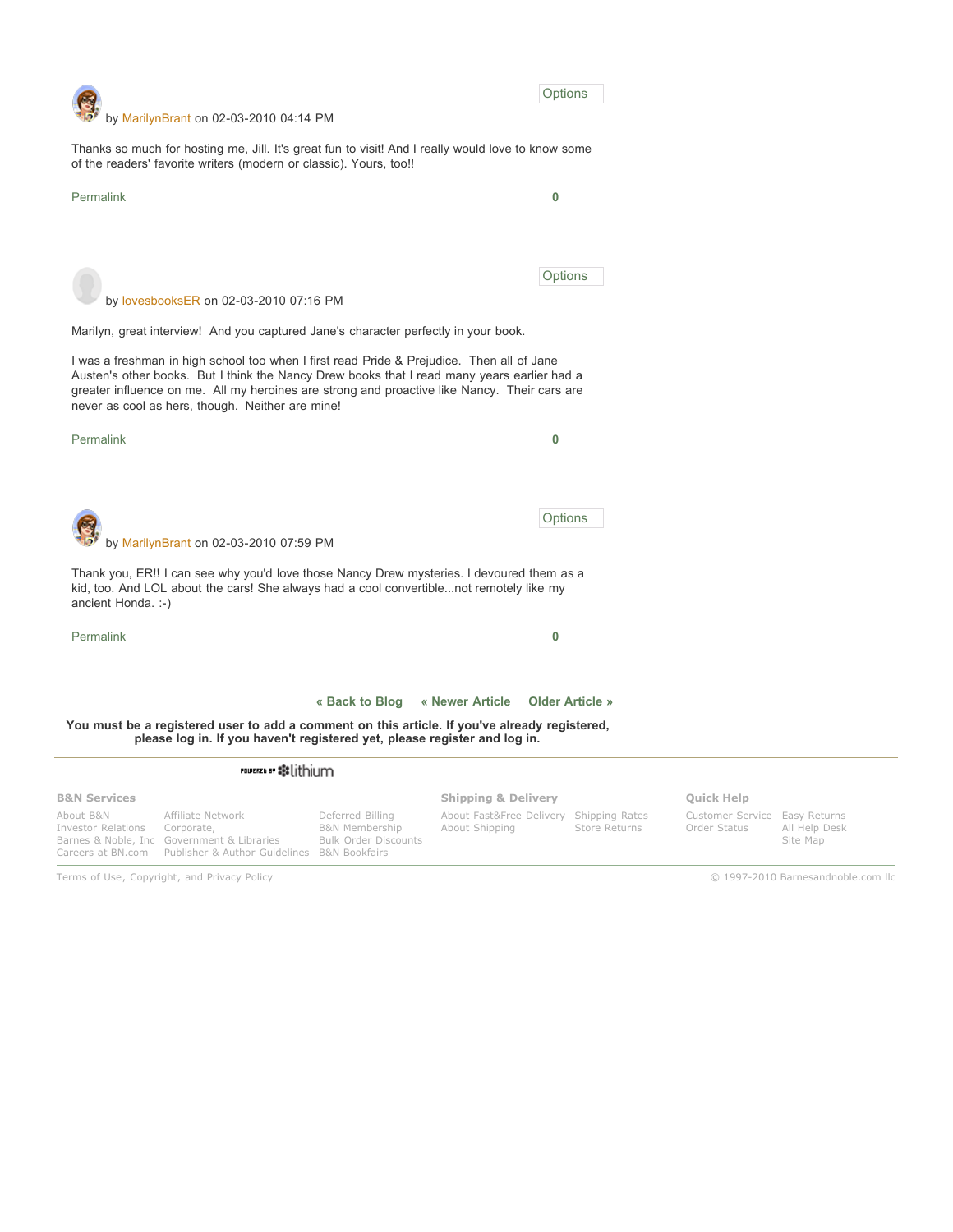Options

by MarilynBrant on 02-03-2010 04:14 PM

Thanks so much for hosting me, Jill. It's great fun to visit! And I really would love to know some of the readers' favorite writers (modern or classic). Yours, too!!

Permalink

0

Options

by lovesbooksER on 02-03-2010 07:16 PM

Marilyn, great interview! And you captured Jane's character perfectly in your book.

I was a freshman in high school too when I first read Pride & Prejudice. Then all of Jane Austen's other books. But I think the Nancy Drew books that I read many years earlier had a greater influence on me. All my heroines are strong and proactive like Nancy. Their cars are never as cool as hers, though. Neither are mine!

Permalink

0

Options

by MarilynBrant on 02-03-2010 07:59 PM

Thank you, ER!! I can see why you'd love those Nancy Drew mysteries. I devoured them as a kid, too. And LOL about the cars! She always had a cool convertible...not remotely like my ancient Honda. :-)

Permalink

0

**« Back to Blog** **« Newer Article** **Older Article »**

**You must be a registered user to add a comment on this article. If you've already registered, please log in. If you haven't registered yet, please register and log in.**

POWERED BY lithium

**B&N Services**

About B&N
Investor Relations
Barnes & Noble, Inc
Careers at BN.com
Affiliate Network
Corporate,
Government & Libraries
Publisher & Author Guidelines
Deferred Billing
B&N Membership
Bulk Order Discounts
B&N Bookfairs

**Shipping & Delivery**

About Fast&Free Delivery
About Shipping
Shipping Rates
Store Returns

**Quick Help**

Customer Service
Order Status
Easy Returns
All Help Desk
Site Map

Terms of Use, Copyright, and Privacy Policy

© 1997-2010 Barnesandnoble.com llc